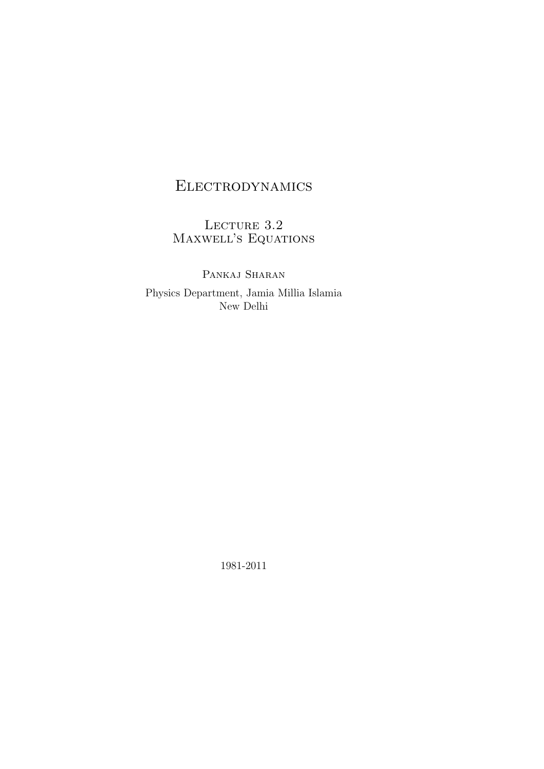# Electrodynamics

## Lecture 3.2
## Maxwell's Equations

Pankaj Sharan

Physics Department, Jamia Millia Islamia
New Delhi

1981-2011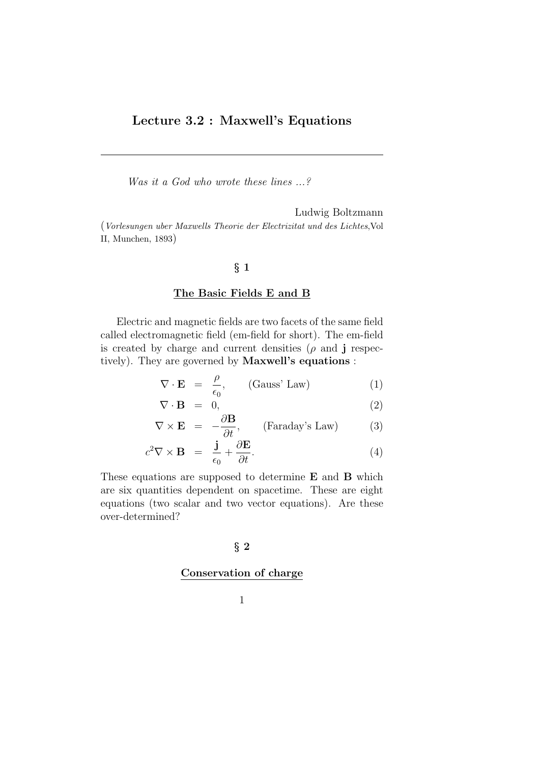## Lecture 3.2 : Maxwell's Equations

---

*Was it a God who wrote these lines ...?*

Ludwig Boltzmann
(*Vorlesungen uber Maxwells Theorie der Electrizitat und des Lichtes*,Vol II, Munchen, 1893)

### § 1

### The Basic Fields E and B

Electric and magnetic fields are two facets of the same field called electromagnetic field (em-field for short). The em-field is created by charge and current densities ($\rho$ and $\mathbf{j}$ respectively). They are governed by **Maxwell's equations** :

$$
\begin{aligned}
\nabla \cdot \mathbf{E} &= \frac{\rho}{\epsilon_0}, \qquad \text{(Gauss' Law)} &(1)\\
\nabla \cdot \mathbf{B} &= 0, &(2)\\
\nabla \times \mathbf{E} &= -\frac{\partial \mathbf{B}}{\partial t}, \qquad \text{(Faraday's Law)} &(3)\\
c^2 \nabla \times \mathbf{B} &= \frac{\mathbf{j}}{\epsilon_0} + \frac{\partial \mathbf{E}}{\partial t}. &(4)
\end{aligned}
$$

These equations are supposed to determine $\mathbf{E}$ and $\mathbf{B}$ which are six quantities dependent on spacetime. These are eight equations (two scalar and two vector equations). Are these over-determined?

### § 2

### Conservation of charge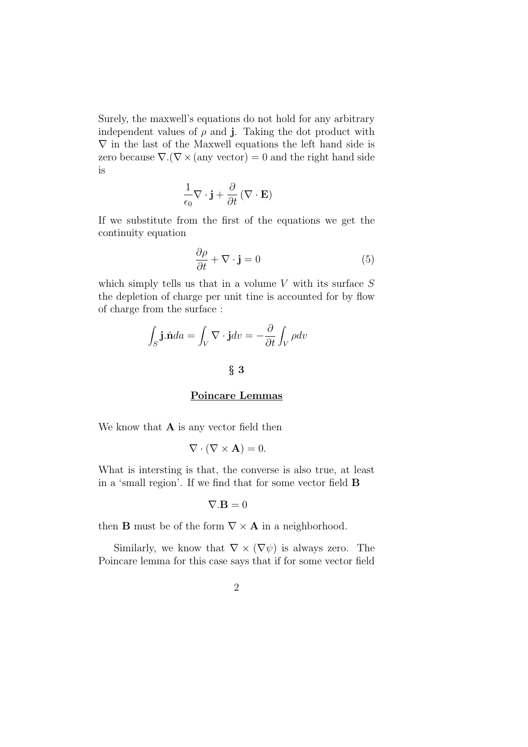Surely, the maxwell's equations do not hold for any arbitrary independent values of $\rho$ and $\mathbf{j}$. Taking the dot product with $\nabla$ in the last of the Maxwell equations the left hand side is zero because $\nabla.(\nabla \times (\text{any vector}) = 0$ and the right hand side is

$$\frac{1}{\epsilon_0}\nabla \cdot \mathbf{j} + \frac{\partial}{\partial t}\left(\nabla \cdot \mathbf{E}\right)$$

If we substitute from the first of the equations we get the continuity equation

$$\frac{\partial \rho}{\partial t} + \nabla \cdot \mathbf{j} = 0 \tag{5}$$

which simply tells us that in a volume $V$ with its surface $S$ the depletion of charge per unit tine is accounted for by flow of charge from the surface :

$$\int_S \mathbf{j}.\hat{\mathbf{n}} da = \int_V \nabla \cdot \mathbf{j} dv = -\frac{\partial}{\partial t}\int_V \rho dv$$

## § 3

### Poincare Lemmas

We know that $\mathbf{A}$ is any vector field then

$$\nabla \cdot (\nabla \times \mathbf{A}) = 0.$$

What is intersting is that, the converse is also true, at least in a 'small region'. If we find that for some vector field $\mathbf{B}$

$$\nabla.\mathbf{B} = 0$$

then $\mathbf{B}$ must be of the form $\nabla \times \mathbf{A}$ in a neighborhood.

Similarly, we know that $\nabla \times (\nabla \psi)$ is always zero. The Poincare lemma for this case says that if for some vector field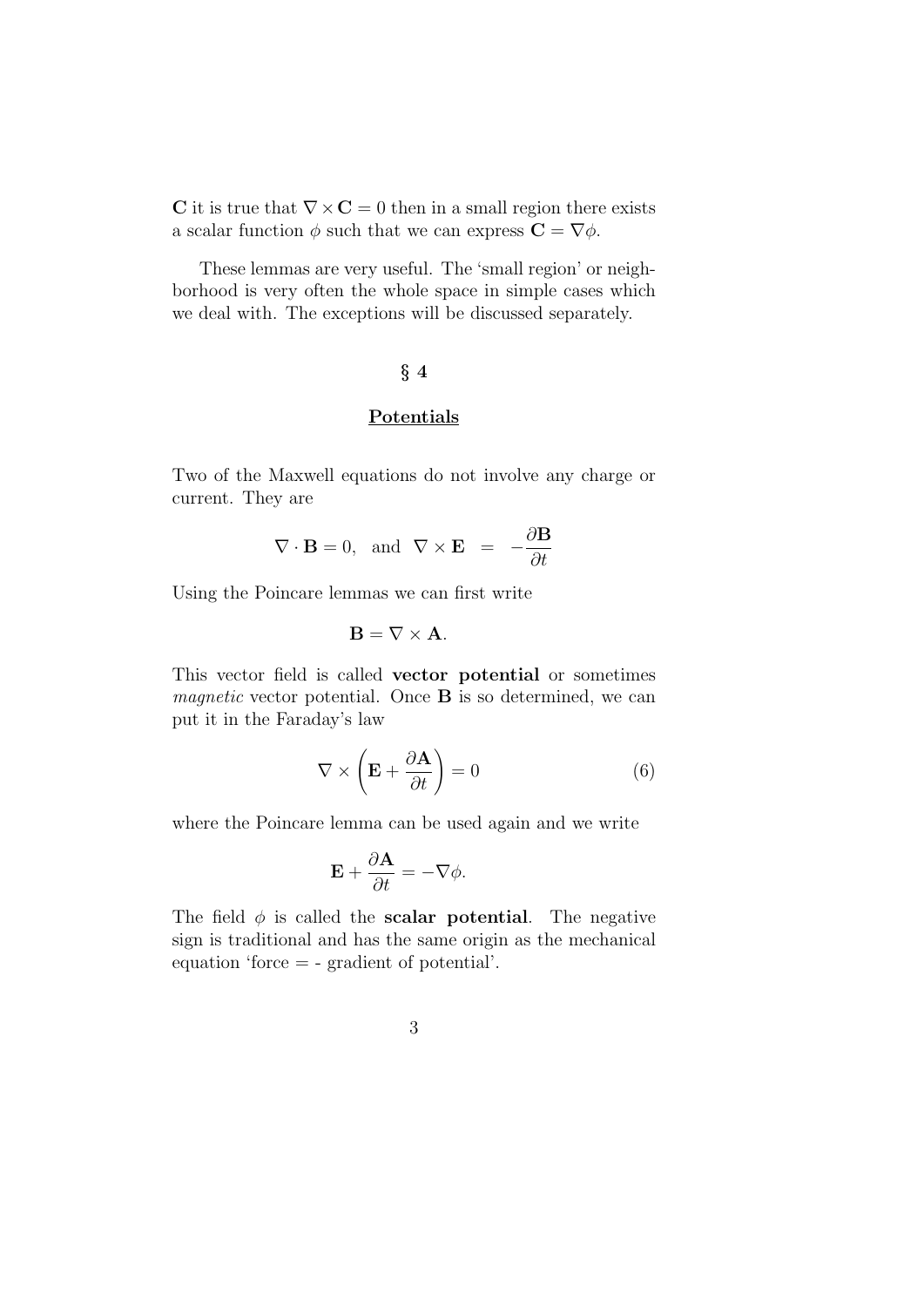$\mathbf{C}$ it is true that $\nabla \times \mathbf{C} = 0$ then in a small region there exists a scalar function $\phi$ such that we can express $\mathbf{C} = \nabla\phi$.

These lemmas are very useful. The 'small region' or neighborhood is very often the whole space in simple cases which we deal with. The exceptions will be discussed separately.

## § 4

## Potentials

Two of the Maxwell equations do not involve any charge or current. They are

$$\nabla \cdot \mathbf{B} = 0, \quad \text{and} \quad \nabla \times \mathbf{E} \;\; = \;\; -\frac{\partial \mathbf{B}}{\partial t}$$

Using the Poincare lemmas we can first write

$$\mathbf{B} = \nabla \times \mathbf{A}.$$

This vector field is called **vector potential** or sometimes *magnetic* vector potential. Once $\mathbf{B}$ is so determined, we can put it in the Faraday's law

$$\nabla \times \left( \mathbf{E} + \frac{\partial \mathbf{A}}{\partial t} \right) = 0 \tag{6}$$

where the Poincare lemma can be used again and we write

$$\mathbf{E} + \frac{\partial \mathbf{A}}{\partial t} = -\nabla\phi.$$

The field $\phi$ is called the **scalar potential**. The negative sign is traditional and has the same origin as the mechanical equation 'force = - gradient of potential'.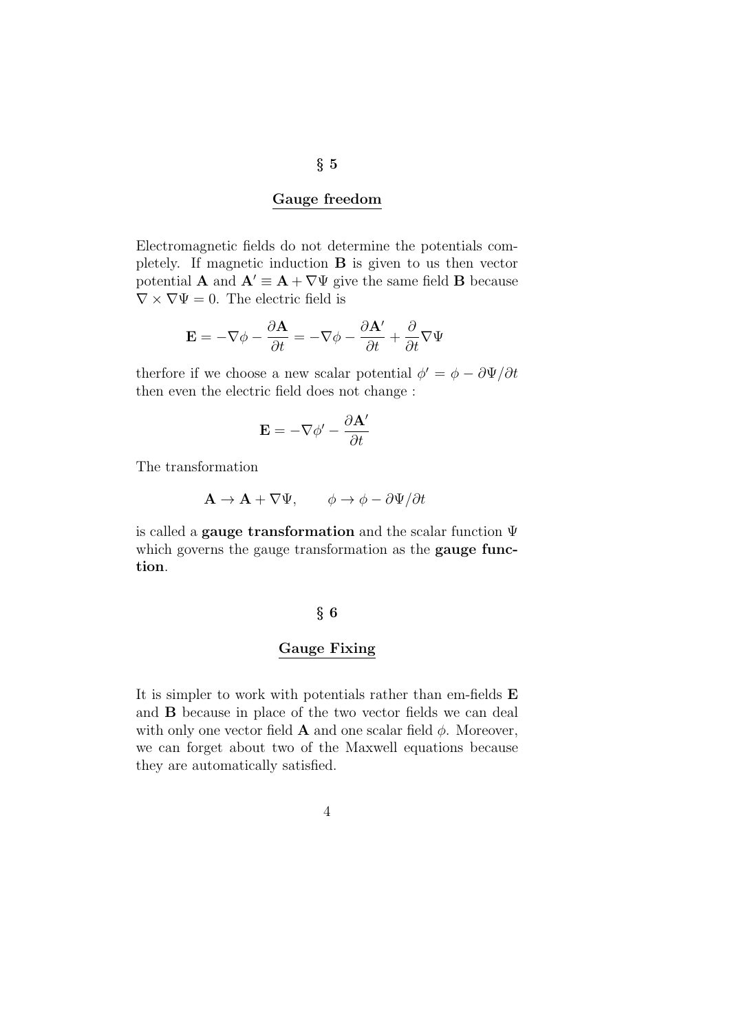## § 5

## Gauge freedom

Electromagnetic fields do not determine the potentials completely. If magnetic induction $\mathbf{B}$ is given to us then vector potential $\mathbf{A}$ and $\mathbf{A}' \equiv \mathbf{A} + \nabla\Psi$ give the same field $\mathbf{B}$ because $\nabla \times \nabla\Psi = 0$. The electric field is

$$\mathbf{E} = -\nabla\phi - \frac{\partial \mathbf{A}}{\partial t} = -\nabla\phi - \frac{\partial \mathbf{A}'}{\partial t} + \frac{\partial}{\partial t}\nabla\Psi$$

therfore if we choose a new scalar potential $\phi' = \phi - \partial\Psi/\partial t$ then even the electric field does not change :

$$\mathbf{E} = -\nabla\phi' - \frac{\partial \mathbf{A}'}{\partial t}$$

The transformation

$$\mathbf{A} \to \mathbf{A} + \nabla\Psi, \qquad \phi \to \phi - \partial\Psi/\partial t$$

is called a **gauge transformation** and the scalar function $\Psi$ which governs the gauge transformation as the **gauge function**.

## § 6

## Gauge Fixing

It is simpler to work with potentials rather than em-fields $\mathbf{E}$ and $\mathbf{B}$ because in place of the two vector fields we can deal with only one vector field $\mathbf{A}$ and one scalar field $\phi$. Moreover, we can forget about two of the Maxwell equations because they are automatically satisfied.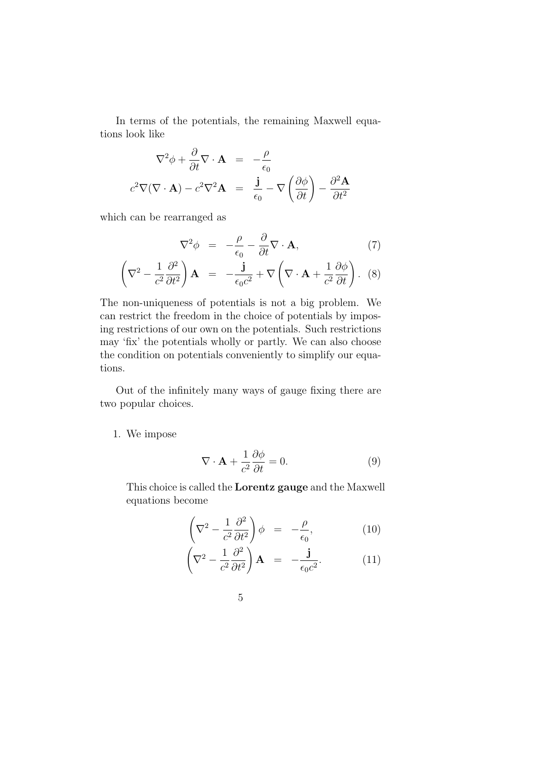In terms of the potentials, the remaining Maxwell equations look like

$$\begin{aligned}
\nabla^2\phi + \frac{\partial}{\partial t}\nabla\cdot\mathbf{A} &= -\frac{\rho}{\epsilon_0} \\
c^2\nabla(\nabla\cdot\mathbf{A}) - c^2\nabla^2\mathbf{A} &= \frac{\mathbf{j}}{\epsilon_0} - \nabla\left(\frac{\partial\phi}{\partial t}\right) - \frac{\partial^2\mathbf{A}}{\partial t^2}
\end{aligned}$$

which can be rearranged as

$$\nabla^2\phi = -\frac{\rho}{\epsilon_0} - \frac{\partial}{\partial t}\nabla\cdot\mathbf{A}, \tag{7}$$

$$\left(\nabla^2 - \frac{1}{c^2}\frac{\partial^2}{\partial t^2}\right)\mathbf{A} = -\frac{\mathbf{j}}{\epsilon_0 c^2} + \nabla\left(\nabla\cdot\mathbf{A} + \frac{1}{c^2}\frac{\partial\phi}{\partial t}\right). \tag{8}$$

The non-uniqueness of potentials is not a big problem. We can restrict the freedom in the choice of potentials by imposing restrictions of our own on the potentials. Such restrictions may 'fix' the potentials wholly or partly. We can also choose the condition on potentials conveniently to simplify our equations.

Out of the infinitely many ways of gauge fixing there are two popular choices.

1. We impose

$$\nabla\cdot\mathbf{A} + \frac{1}{c^2}\frac{\partial\phi}{\partial t} = 0. \tag{9}$$

This choice is called the **Lorentz gauge** and the Maxwell equations become

$$\left(\nabla^2 - \frac{1}{c^2}\frac{\partial^2}{\partial t^2}\right)\phi = -\frac{\rho}{\epsilon_0}, \tag{10}$$

$$\left(\nabla^2 - \frac{1}{c^2}\frac{\partial^2}{\partial t^2}\right)\mathbf{A} = -\frac{\mathbf{j}}{\epsilon_0 c^2}. \tag{11}$$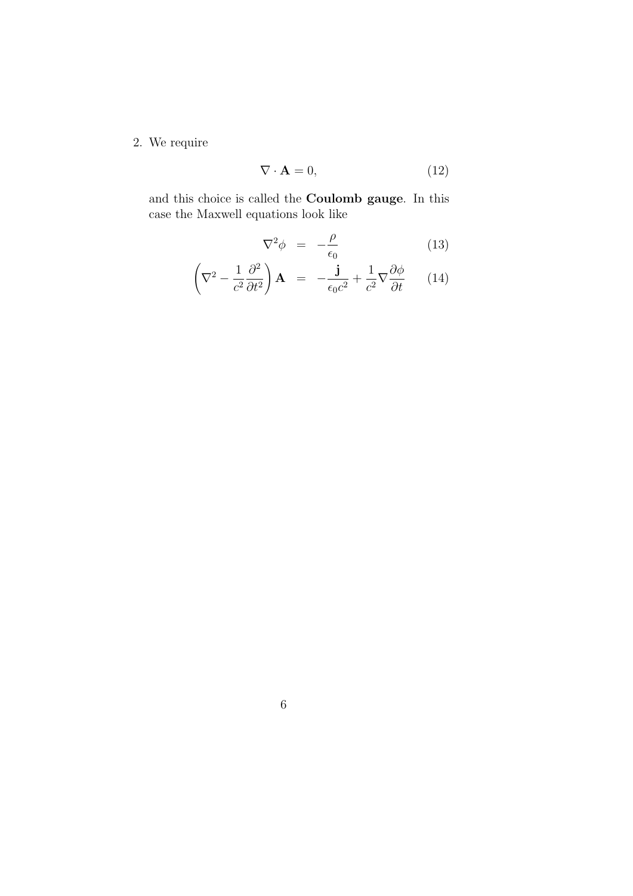2. We require

$$\nabla \cdot \mathbf{A} = 0, \tag{12}$$

and this choice is called the **Coulomb gauge**. In this case the Maxwell equations look like

$$\nabla^2 \phi = -\frac{\rho}{\epsilon_0} \tag{13}$$

$$\left(\nabla^2 - \frac{1}{c^2}\frac{\partial^2}{\partial t^2}\right)\mathbf{A} = -\frac{\mathbf{j}}{\epsilon_0 c^2} + \frac{1}{c^2}\nabla\frac{\partial \phi}{\partial t} \tag{14}$$